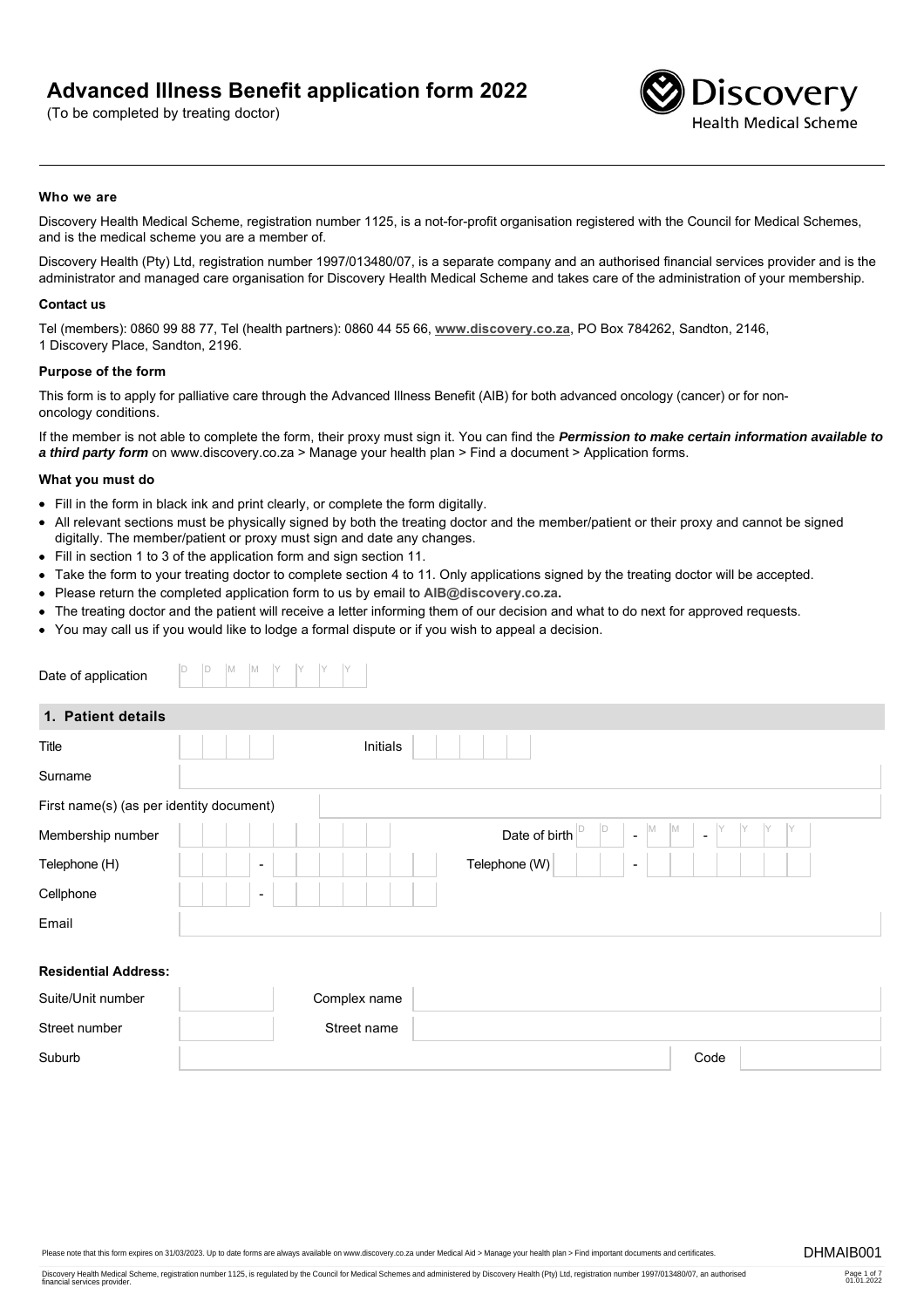# Advanced Illness Benefit application form 2022

(To be completed by treating doctor)

Discovery Health Medical Scheme

**Who we are**

Discovery Health Medical Scheme, registration number 1125, is a not-for-profit organisation registered with the Council for Medical Schemes, and is the medical scheme you are a member of.

Discovery Health (Pty) Ltd, registration number 1997/013480/07, is a separate company and an authorised financial services provider and is the administrator and managed care organisation for Discovery Health Medical Scheme and takes care of the administration of your membership.

**Contact us**

Tel (members): 0860 99 88 77, Tel (health partners): 0860 44 55 66, **www.discovery.co.za**, PO Box 784262, Sandton, 2146, 1 Discovery Place, Sandton, 2196.

**Purpose of the form**

This form is to apply for palliative care through the Advanced Illness Benefit (AIB) for both advanced oncology (cancer) or for non-oncology conditions.

If the member is not able to complete the form, their proxy must sign it. You can find the ***Permission to make certain information available to a third party form*** on www.discovery.co.za > Manage your health plan > Find a document > Application forms.

**What you must do**

- Fill in the form in black ink and print clearly, or complete the form digitally.
- All relevant sections must be physically signed by both the treating doctor and the member/patient or their proxy and cannot be signed digitally. The member/patient or proxy must sign and date any changes.
- Fill in section 1 to 3 of the application form and sign section 11.
- Take the form to your treating doctor to complete section 4 to 11. Only applications signed by the treating doctor will be accepted.
- Please return the completed application form to us by email to **AIB@discovery.co.za.**
- The treating doctor and the patient will receive a letter informing them of our decision and what to do next for approved requests.
- You may call us if you would like to lodge a formal dispute or if you wish to appeal a decision.

Date of application D D M M Y Y Y Y

## 1. Patient details

| | | | |
|---|---|---|---|
| Title | | Initials | |
| Surname | | | |
| First name(s) (as per identity document) | | | |
| Membership number | | Date of birth | D D - M M - Y Y Y Y |
| Telephone (H) | - | Telephone (W) | - |
| Cellphone | - | | |
| Email | | | |

**Residential Address:**

| | | | |
|---|---|---|---|
| Suite/Unit number | | Complex name | |
| Street number | | Street name | |
| Suburb | | Code | |

Please note that this form expires on 31/03/2023. Up to date forms are always available on www.discovery.co.za under Medical Aid > Manage your health plan > Find important documents and certificates.

DHMAIB001

Discovery Health Medical Scheme, registration number 1125, is regulated by the Council for Medical Schemes and administered by Discovery Health (Pty) Ltd, registration number 1997/013480/07, an authorised financial services provider.

01.01.2022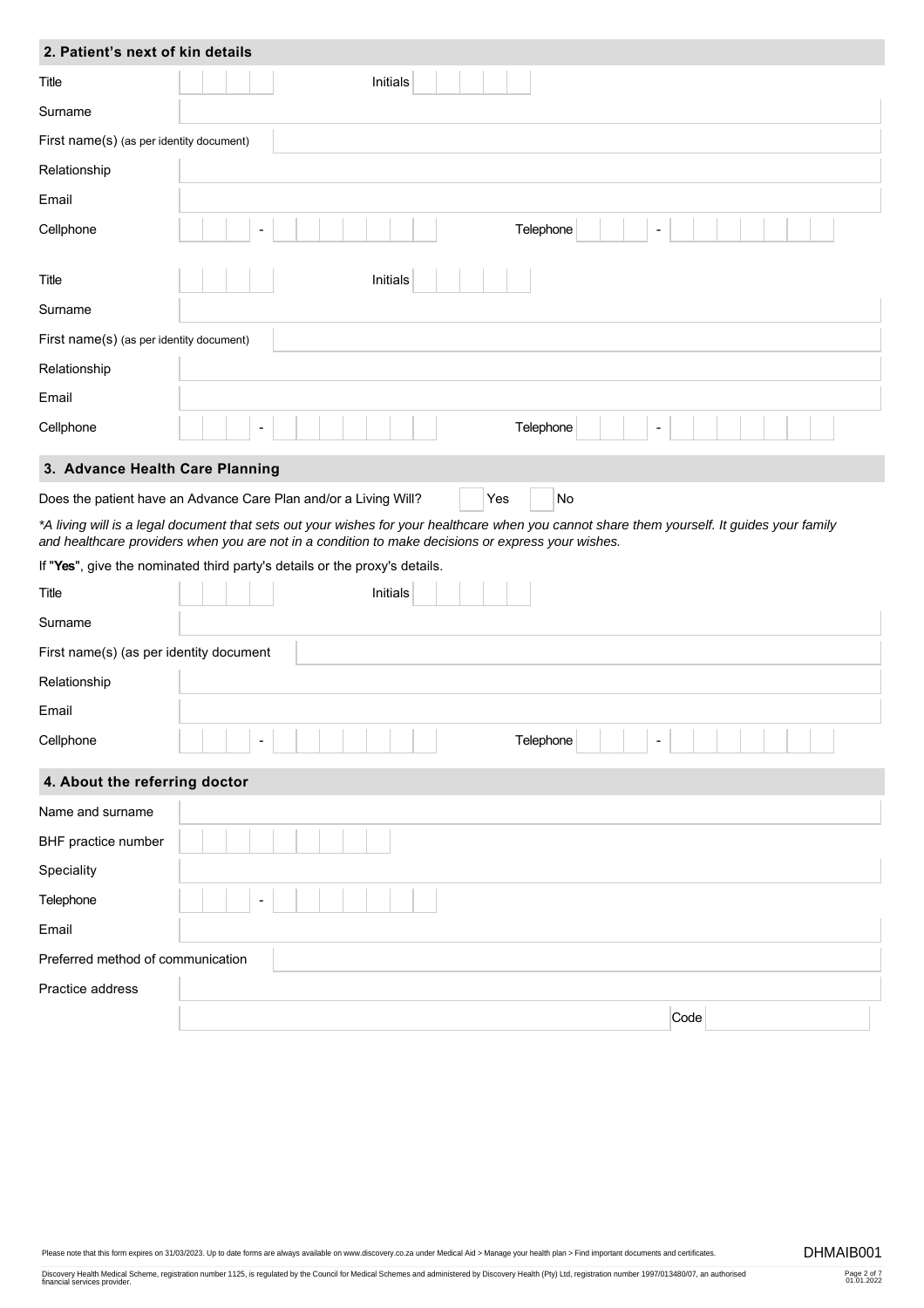## 2. Patient's next of kin details

| | |
|---|---|
| Title | Initials |
| Surname | |
| First name(s) (as per identity document) | |
| Relationship | |
| Email | |
| Cellphone - | Telephone - |

| | |
|---|---|
| Title | Initials |
| Surname | |
| First name(s) (as per identity document) | |
| Relationship | |
| Email | |
| Cellphone - | Telephone - |

## 3. Advance Health Care Planning

Does the patient have an Advance Care Plan and/or a Living Will? ☐ Yes ☐ No

*\*A living will is a legal document that sets out your wishes for your healthcare when you cannot share them yourself. It guides your family and healthcare providers when you are not in a condition to make decisions or express your wishes.*

If "**Yes**", give the nominated third party's details or the proxy's details.

| | |
|---|---|
| Title | Initials |
| Surname | |
| First name(s) (as per identity document | |
| Relationship | |
| Email | |
| Cellphone - | Telephone - |

## 4. About the referring doctor

| | |
|---|---|
| Name and surname | |
| BHF practice number | |
| Speciality | |
| Telephone | - |
| Email | |
| Preferred method of communication | |
| Practice address | |
| | Code |

Please note that this form expires on 31/03/2023. Up to date forms are always available on www.discovery.co.za under Medical Aid > Manage your health plan > Find important documents and certificates.

DHMAIB001

Discovery Health Medical Scheme, registration number 1125, is regulated by the Council for Medical Schemes and administered by Discovery Health (Pty) Ltd, registration number 1997/013480/07, an authorised financial services provider.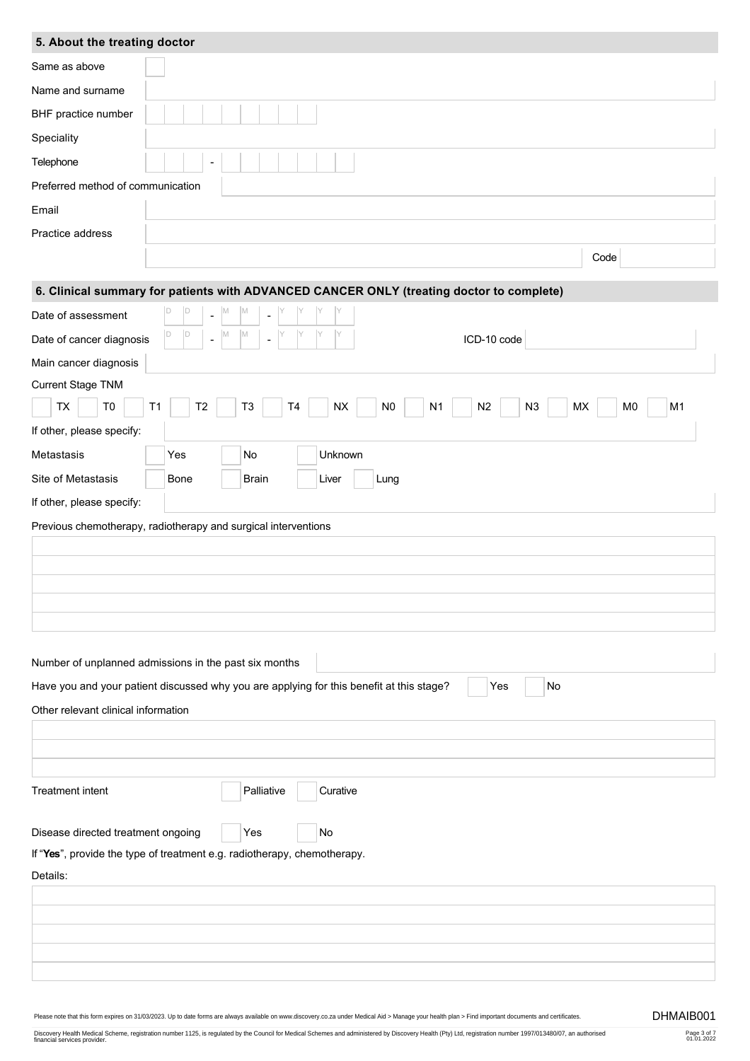## 5. About the treating doctor

| | |
|---|---|
| Same as above | ☐ |
| Name and surname | |
| BHF practice number | |
| Speciality | |
| Telephone | - |
| Preferred method of communication | |
| Email | |
| Practice address | |
| | Code |

## 6. Clinical summary for patients with ADVANCED CANCER ONLY (treating doctor to complete)

Date of assessment: DD - MM - YYYY

Date of cancer diagnosis: DD - MM - YYYY    ICD-10 code:

Main cancer diagnosis:

Current Stage TNM

☐ TX ☐ T0 ☐ T1 ☐ T2 ☐ T3 ☐ T4 ☐ NX ☐ N0 ☐ N1 ☐ N2 ☐ N3 ☐ MX ☐ M0 ☐ M1

If other, please specify:

Metastasis: ☐ Yes ☐ No ☐ Unknown

Site of Metastasis: ☐ Bone ☐ Brain ☐ Liver ☐ Lung

If other, please specify:

Previous chemotherapy, radiotherapy and surgical interventions

Number of unplanned admissions in the past six months:

Have you and your patient discussed why you are applying for this benefit at this stage? ☐ Yes ☐ No

Other relevant clinical information

Treatment intent: ☐ Palliative ☐ Curative

Disease directed treatment ongoing: ☐ Yes ☐ No

If "**Yes**", provide the type of treatment e.g. radiotherapy, chemotherapy.

Details:

Please note that this form expires on 31/03/2023. Up to date forms are always available on www.discovery.co.za under Medical Aid > Manage your health plan > Find important documents and certificates.

DHMAIB001

Discovery Health Medical Scheme, registration number 1125, is regulated by the Council for Medical Schemes and administered by Discovery Health (Pty) Ltd, registration number 1997/013480/07, an authorised financial services provider.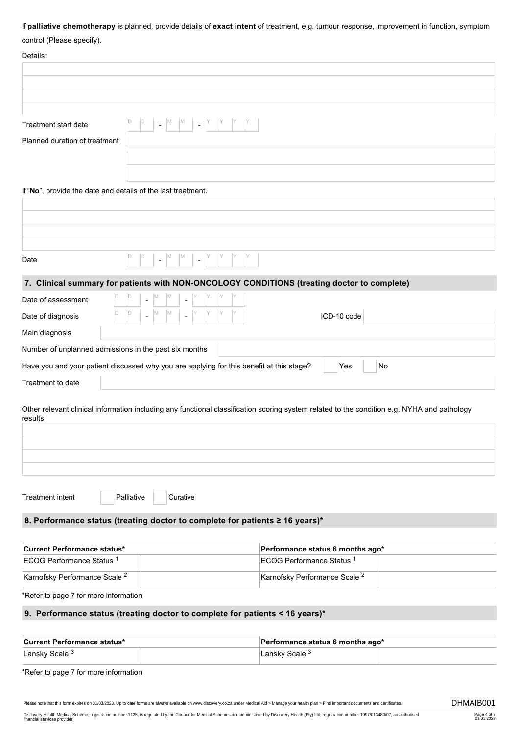If **palliative chemotherapy** is planned, provide details of **exact intent** of treatment, e.g. tumour response, improvement in function, symptom control (Please specify).

Details:

| |
|---|
| |
| |
| |
| |

Treatment start date D D - M M - Y Y Y Y

Planned duration of treatment

| |
|---|
| |
| |
| |

If "**No**", provide the date and details of the last treatment.

| |
|---|
| |
| |
| |
| |

Date D D - M M - Y Y Y Y

## 7. Clinical summary for patients with NON-ONCOLOGY CONDITIONS (treating doctor to complete)

Date of assessment D D - M M - Y Y Y Y

Date of diagnosis D D - M M - Y Y Y Y    ICD-10 code

Main diagnosis

Number of unplanned admissions in the past six months

Have you and your patient discussed why you are applying for this benefit at this stage? Yes No

Treatment to date

Other relevant clinical information including any functional classification scoring system related to the condition e.g. NYHA and pathology results

| |
|---|
| |
| |
| |
| |

Treatment intent Palliative Curative

## 8. Performance status (treating doctor to complete for patients ≥ 16 years)*

| **Current Performance status*** | | **Performance status 6 months ago*** | |
|---|---|---|---|
| ECOG Performance Status [1] | | ECOG Performance Status [1] | |
| Karnofsky Performance Scale [2] | | Karnofsky Performance Scale [2] | |

*Refer to page 7 for more information

## 9. Performance status (treating doctor to complete for patients < 16 years)*

| **Current Performance status*** | | **Performance status 6 months ago*** | |
|---|---|---|---|
| Lansky Scale [3] | | Lansky Scale [3] | |

*Refer to page 7 for more information

Please note that this form expires on 31/03/2023. Up to date forms are always available on www.discovery.co.za under Medical Aid > Manage your health plan > Find important documents and certificates.

DHMAIB001

Discovery Health Medical Scheme, registration number 1125, is regulated by the Council for Medical Schemes and administered by Discovery Health (Pty) Ltd, registration number 1997/013480/07, an authorised financial services provider.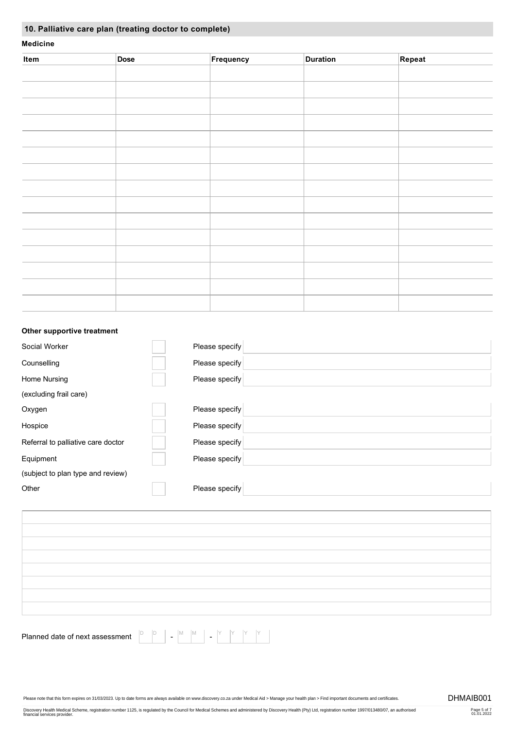## 10. Palliative care plan (treating doctor to complete)

**Medicine**

| Item | Dose | Frequency | Duration | Repeat |
|---|---|---|---|---|
| | | | | |
| | | | | |
| | | | | |
| | | | | |
| | | | | |
| | | | | |
| | | | | |
| | | | | |
| | | | | |
| | | | | |
| | | | | |
| | | | | |
| | | | | |
| | | | | |
| | | | | |

**Other supportive treatment**

| | | | |
|---|---|---|---|
| Social Worker | ☐ | Please specify | |
| Counselling | ☐ | Please specify | |
| Home Nursing (excluding frail care) | ☐ | Please specify | |
| Oxygen | ☐ | Please specify | |
| Hospice | ☐ | Please specify | |
| Referral to palliative care doctor | ☐ | Please specify | |
| Equipment (subject to plan type and review) | ☐ | Please specify | |
| Other | ☐ | Please specify | |

| |
|---|
| |
| |
| |
| |
| |
| |
| |
| |

Planned date of next assessment D D - M M - Y Y Y Y

Please note that this form expires on 31/03/2023. Up to date forms are always available on www.discovery.co.za under Medical Aid > Manage your health plan > Find important documents and certificates.

DHMAIB001

Discovery Health Medical Scheme, registration number 1125, is regulated by the Council for Medical Schemes and administered by Discovery Health (Pty) Ltd, registration number 1997/013480/07, an authorised financial services provider.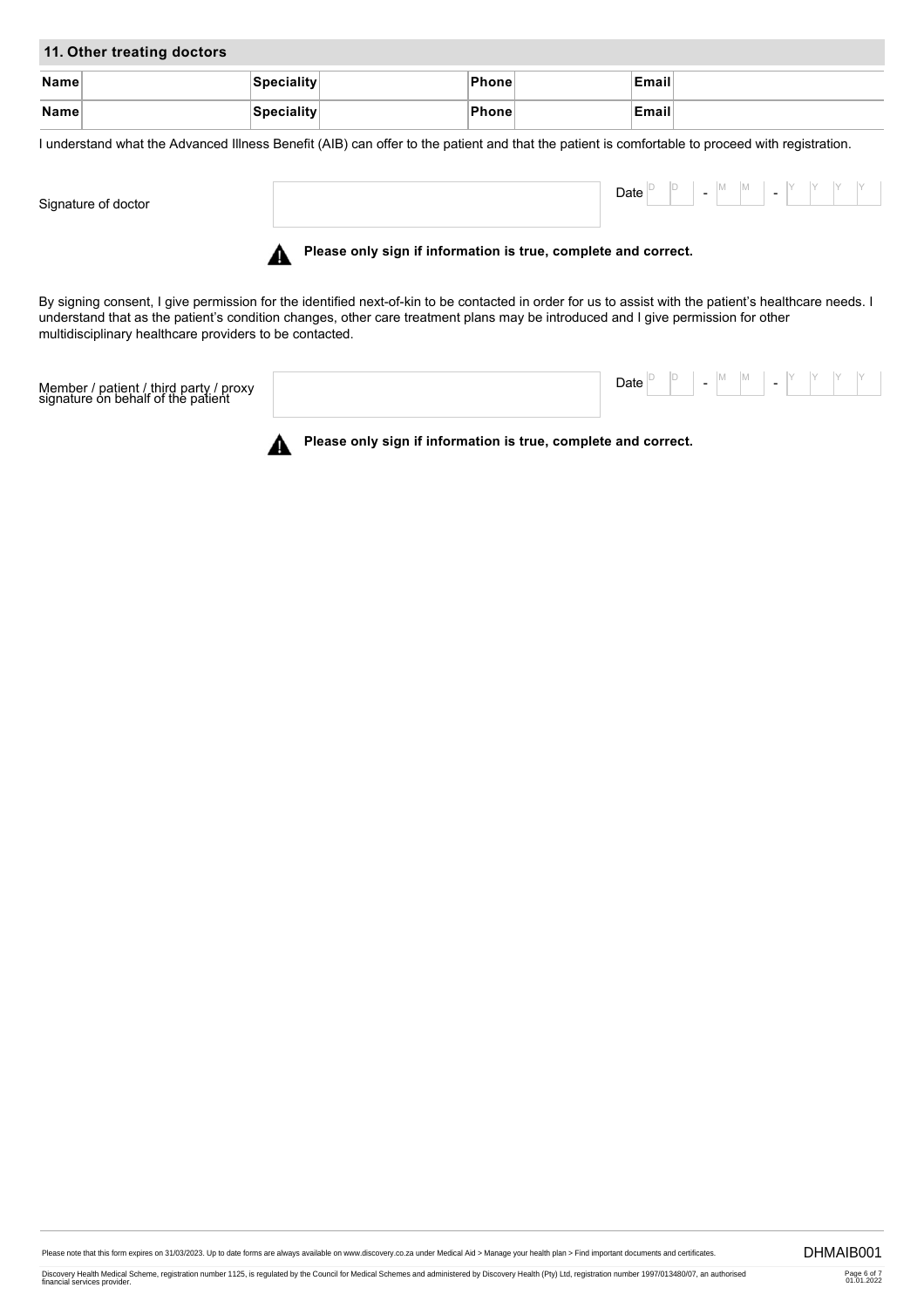## 11. Other treating doctors

| Name | | Speciality | | Phone | | Email | |
|---|---|---|---|---|---|---|---|
| Name | | Speciality | | Phone | | Email | |

I understand what the Advanced Illness Benefit (AIB) can offer to the patient and that the patient is comfortable to proceed with registration.

Signature of doctor ______________________ Date D D - M M - Y Y Y Y

**Please only sign if information is true, complete and correct.**

By signing consent, I give permission for the identified next-of-kin to be contacted in order for us to assist with the patient's healthcare needs. I understand that as the patient's condition changes, other care treatment plans may be introduced and I give permission for other multidisciplinary healthcare providers to be contacted.

Member / patient / third party / proxy signature on behalf of the patient ______________________ Date D D - M M - Y Y Y Y

**Please only sign if information is true, complete and correct.**

Please note that this form expires on 31/03/2023. Up to date forms are always available on www.discovery.co.za under Medical Aid > Manage your health plan > Find important documents and certificates.

DHMAIB001

Discovery Health Medical Scheme, registration number 1125, is regulated by the Council for Medical Schemes and administered by Discovery Health (Pty) Ltd, registration number 1997/013480/07, an authorised financial services provider.

01.01.2022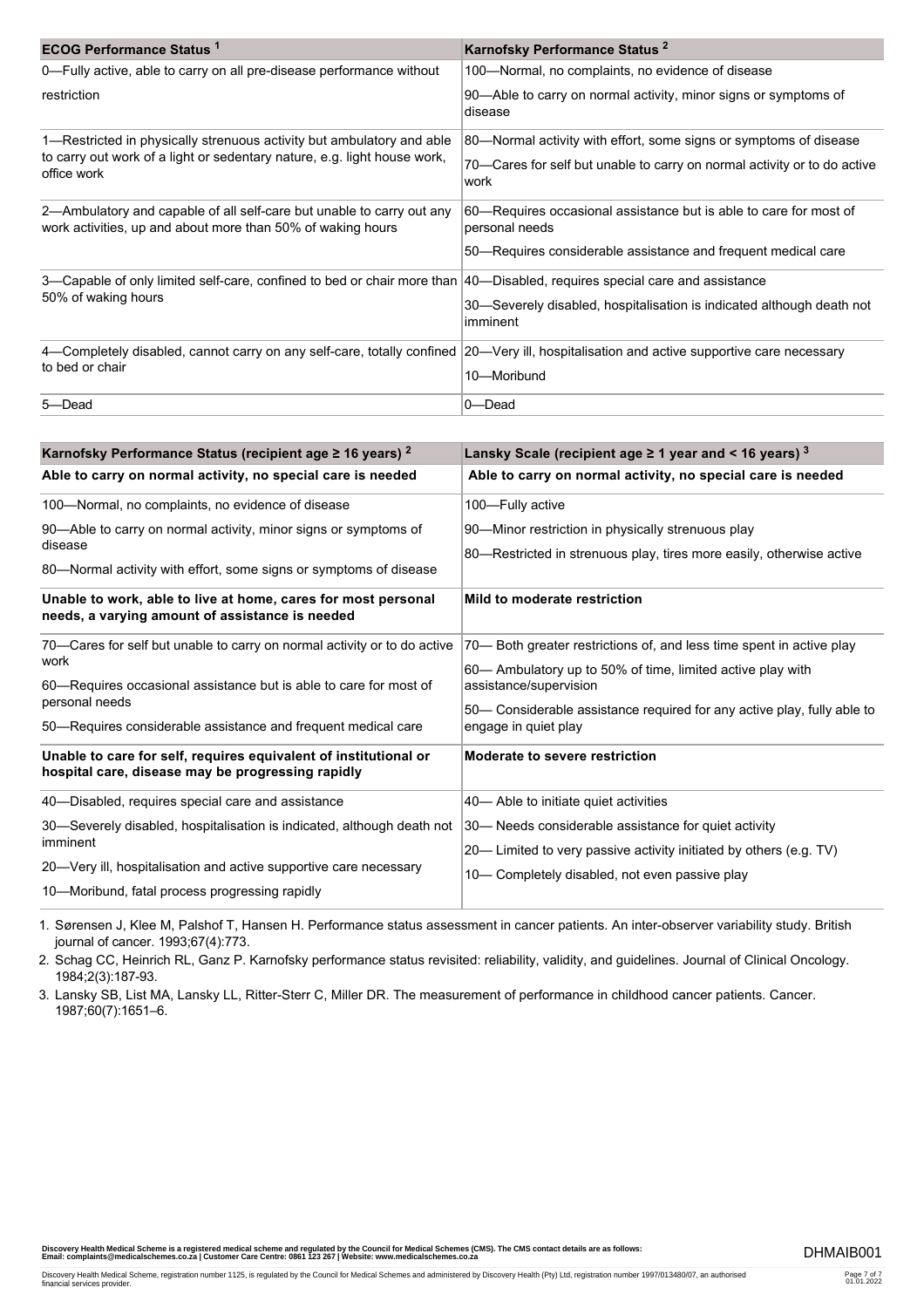| ECOG Performance Status [1] | Karnofsky Performance Status [2] |
| --- | --- |
| 0—Fully active, able to carry on all pre-disease performance without restriction | 100—Normal, no complaints, no evidence of disease<br>90—Able to carry on normal activity, minor signs or symptoms of disease |
| 1—Restricted in physically strenuous activity but ambulatory and able to carry out work of a light or sedentary nature, e.g. light house work, office work | 80—Normal activity with effort, some signs or symptoms of disease<br>70—Cares for self but unable to carry on normal activity or to do active work |
| 2—Ambulatory and capable of all self-care but unable to carry out any work activities, up and about more than 50% of waking hours | 60—Requires occasional assistance but is able to care for most of personal needs<br>50—Requires considerable assistance and frequent medical care |
| 3—Capable of only limited self-care, confined to bed or chair more than 50% of waking hours | 40—Disabled, requires special care and assistance<br>30—Severely disabled, hospitalisation is indicated although death not imminent |
| 4—Completely disabled, cannot carry on any self-care, totally confined to bed or chair | 20—Very ill, hospitalisation and active supportive care necessary<br>10—Moribund |
| 5—Dead | 0—Dead |

| Karnofsky Performance Status (recipient age ≥ 16 years) [2] | Lansky Scale (recipient age ≥ 1 year and < 16 years) [3] |
| --- | --- |
| **Able to carry on normal activity, no special care is needed** | **Able to carry on normal activity, no special care is needed** |
| 100—Normal, no complaints, no evidence of disease<br>90—Able to carry on normal activity, minor signs or symptoms of disease<br>80—Normal activity with effort, some signs or symptoms of disease | 100—Fully active<br>90—Minor restriction in physically strenuous play<br>80—Restricted in strenuous play, tires more easily, otherwise active |
| **Unable to work, able to live at home, cares for most personal needs, a varying amount of assistance is needed** | **Mild to moderate restriction** |
| 70—Cares for self but unable to carry on normal activity or to do active work<br>60—Requires occasional assistance but is able to care for most of personal needs<br>50—Requires considerable assistance and frequent medical care | 70— Both greater restrictions of, and less time spent in active play<br>60— Ambulatory up to 50% of time, limited active play with assistance/supervision<br>50— Considerable assistance required for any active play, fully able to engage in quiet play |
| **Unable to care for self, requires equivalent of institutional or hospital care, disease may be progressing rapidly** | **Moderate to severe restriction** |
| 40—Disabled, requires special care and assistance<br>30—Severely disabled, hospitalisation is indicated, although death not imminent<br>20—Very ill, hospitalisation and active supportive care necessary<br>10—Moribund, fatal process progressing rapidly | 40— Able to initiate quiet activities<br>30— Needs considerable assistance for quiet activity<br>20— Limited to very passive activity initiated by others (e.g. TV)<br>10— Completely disabled, not even passive play |

1. Sørensen J, Klee M, Palshof T, Hansen H. Performance status assessment in cancer patients. An inter-observer variability study. British journal of cancer. 1993;67(4):773.
2. Schag CC, Heinrich RL, Ganz P. Karnofsky performance status revisited: reliability, validity, and guidelines. Journal of Clinical Oncology. 1984;2(3):187-93.
3. Lansky SB, List MA, Lansky LL, Ritter-Sterr C, Miller DR. The measurement of performance in childhood cancer patients. Cancer. 1987;60(7):1651–6.

**Discovery Health Medical Scheme is a registered medical scheme and regulated by the Council for Medical Schemes (CMS). The CMS contact details are as follows: Email: complaints@medicalschemes.co.za | Customer Care Centre: 0861 123 267 | Website: www.medicalschemes.co.za**

DHMAIB001

Discovery Health Medical Scheme, registration number 1125, is regulated by the Council for Medical Schemes and administered by Discovery Health (Pty) Ltd, registration number 1997/013480/07, an authorised financial services provider.

01.01.2022